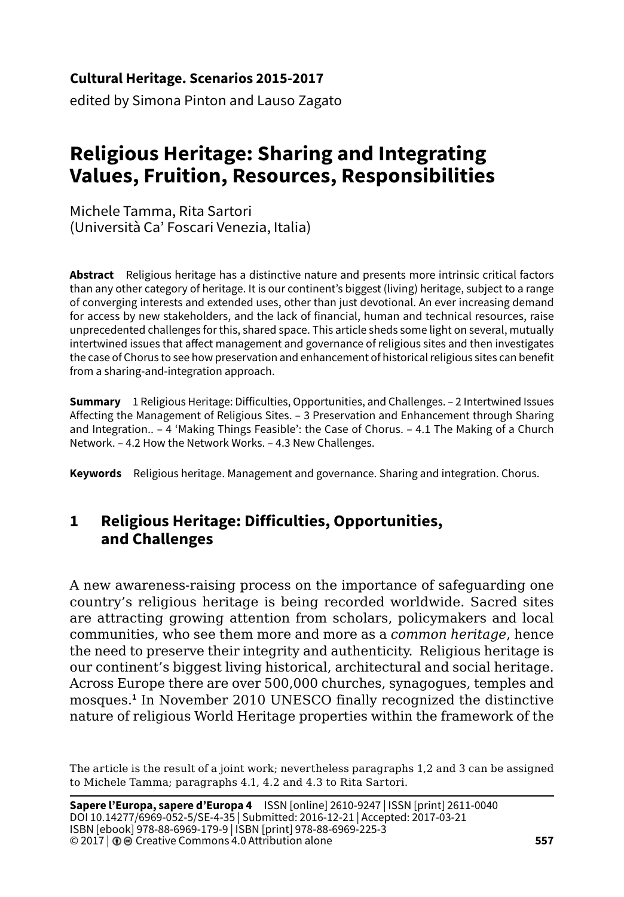**Cultural Heritage. Scenarios 2015-2017**
edited by Simona Pinton and Lauso Zagato

# Religious Heritage: Sharing and Integrating Values, Fruition, Resources, Responsibilities

Michele Tamma, Rita Sartori
(Università Ca' Foscari Venezia, Italia)

**Abstract** Religious heritage has a distinctive nature and presents more intrinsic critical factors than any other category of heritage. It is our continent's biggest (living) heritage, subject to a range of converging interests and extended uses, other than just devotional. An ever increasing demand for access by new stakeholders, and the lack of financial, human and technical resources, raise unprecedented challenges for this, shared space. This article sheds some light on several, mutually intertwined issues that affect management and governance of religious sites and then investigates the case of Chorus to see how preservation and enhancement of historical religious sites can benefit from a sharing-and-integration approach.

**Summary** 1 Religious Heritage: Difficulties, Opportunities, and Challenges. – 2 Intertwined Issues Affecting the Management of Religious Sites. – 3 Preservation and Enhancement through Sharing and Integration.. – 4 'Making Things Feasible': the Case of Chorus. – 4.1 The Making of a Church Network. – 4.2 How the Network Works. – 4.3 New Challenges.

**Keywords** Religious heritage. Management and governance. Sharing and integration. Chorus.

## 1 Religious Heritage: Difficulties, Opportunities, and Challenges

A new awareness-raising process on the importance of safeguarding one country's religious heritage is being recorded worldwide. Sacred sites are attracting growing attention from scholars, policymakers and local communities, who see them more and more as a *common heritage*, hence the need to preserve their integrity and authenticity. Religious heritage is our continent's biggest living historical, architectural and social heritage. Across Europe there are over 500,000 churches, synagogues, temples and mosques.[1] In November 2010 UNESCO finally recognized the distinctive nature of religious World Heritage properties within the framework of the

The article is the result of a joint work; nevertheless paragraphs 1,2 and 3 can be assigned to Michele Tamma; paragraphs 4.1, 4.2 and 4.3 to Rita Sartori.

**Sapere l'Europa, sapere d'Europa 4** ISSN [online] 2610-9247 | ISSN [print] 2611-0040
DOI 10.14277/6969-052-5/SE-4-35 | Submitted: 2016-12-21 | Accepted: 2017-03-21
ISBN [ebook] 978-88-6969-179-9 | ISBN [print] 978-88-6969-225-3
© 2017 | Creative Commons 4.0 Attribution alone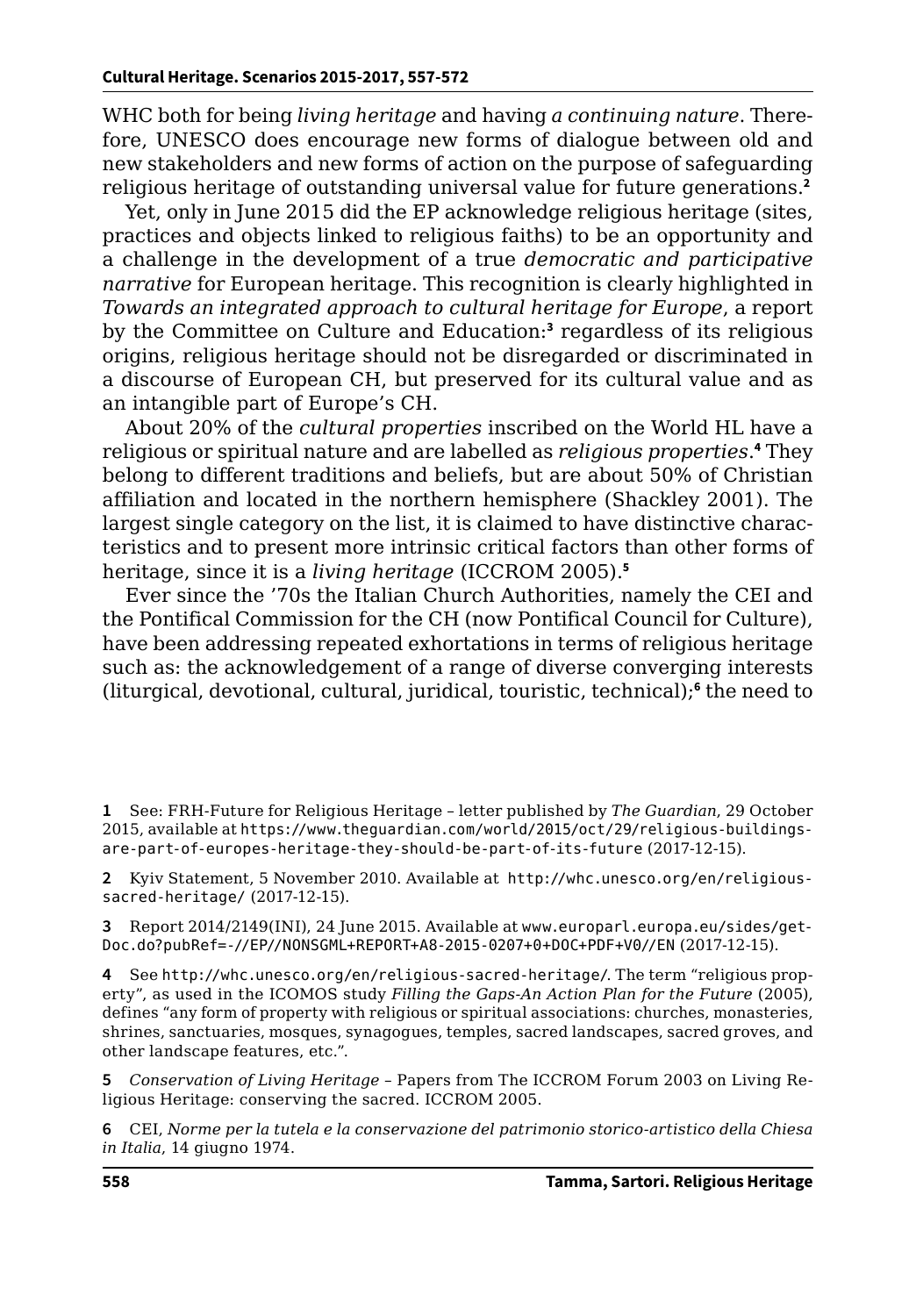WHC both for being *living heritage* and having *a continuing nature*. Therefore, UNESCO does encourage new forms of dialogue between old and new stakeholders and new forms of action on the purpose of safeguarding religious heritage of outstanding universal value for future generations.[2]

Yet, only in June 2015 did the EP acknowledge religious heritage (sites, practices and objects linked to religious faiths) to be an opportunity and a challenge in the development of a true *democratic and participative narrative* for European heritage. This recognition is clearly highlighted in *Towards an integrated approach to cultural heritage for Europe*, a report by the Committee on Culture and Education:[3] regardless of its religious origins, religious heritage should not be disregarded or discriminated in a discourse of European CH, but preserved for its cultural value and as an intangible part of Europe's CH.

About 20% of the *cultural properties* inscribed on the World HL have a religious or spiritual nature and are labelled as *religious properties*.[4] They belong to different traditions and beliefs, but are about 50% of Christian affiliation and located in the northern hemisphere (Shackley 2001). The largest single category on the list, it is claimed to have distinctive characteristics and to present more intrinsic critical factors than other forms of heritage, since it is a *living heritage* (ICCROM 2005).[5]

Ever since the '70s the Italian Church Authorities, namely the CEI and the Pontifical Commission for the CH (now Pontifical Council for Culture), have been addressing repeated exhortations in terms of religious heritage such as: the acknowledgement of a range of diverse converging interests (liturgical, devotional, cultural, juridical, touristic, technical);[6] the need to

---

**1** See: FRH-Future for Religious Heritage – letter published by *The Guardian*, 29 October 2015, available at https://www.theguardian.com/world/2015/oct/29/religious-buildings-are-part-of-europes-heritage-they-should-be-part-of-its-future (2017-12-15).

**2** Kyiv Statement, 5 November 2010. Available at http://whc.unesco.org/en/religious-sacred-heritage/ (2017-12-15).

**3** Report 2014/2149(INI), 24 June 2015. Available at www.europarl.europa.eu/sides/getDoc.do?pubRef=-//EP//NONSGML+REPORT+A8-2015-0207+0+DOC+PDF+V0//EN (2017-12-15).

**4** See http://whc.unesco.org/en/religious-sacred-heritage/. The term "religious property", as used in the ICOMOS study *Filling the Gaps-An Action Plan for the Future* (2005), defines "any form of property with religious or spiritual associations: churches, monasteries, shrines, sanctuaries, mosques, synagogues, temples, sacred landscapes, sacred groves, and other landscape features, etc.".

**5** *Conservation of Living Heritage* – Papers from The ICCROM Forum 2003 on Living Religious Heritage: conserving the sacred. ICCROM 2005.

**6** CEI, *Norme per la tutela e la conservazione del patrimonio storico-artistico della Chiesa in Italia*, 14 giugno 1974.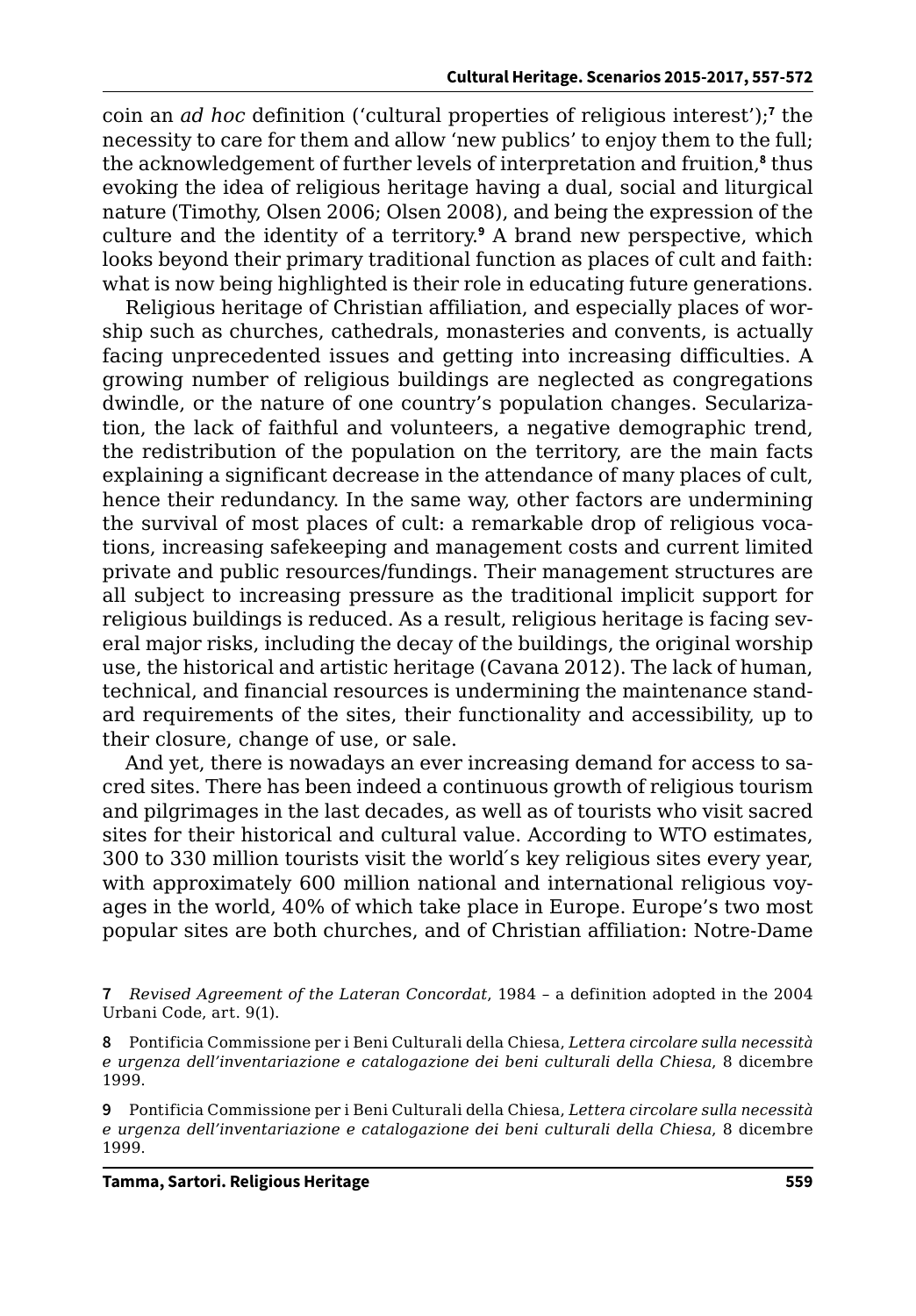coin an *ad hoc* definition ('cultural properties of religious interest');[7] the necessity to care for them and allow 'new publics' to enjoy them to the full; the acknowledgement of further levels of interpretation and fruition,[8] thus evoking the idea of religious heritage having a dual, social and liturgical nature (Timothy, Olsen 2006; Olsen 2008), and being the expression of the culture and the identity of a territory.[9] A brand new perspective, which looks beyond their primary traditional function as places of cult and faith: what is now being highlighted is their role in educating future generations.

Religious heritage of Christian affiliation, and especially places of worship such as churches, cathedrals, monasteries and convents, is actually facing unprecedented issues and getting into increasing difficulties. A growing number of religious buildings are neglected as congregations dwindle, or the nature of one country's population changes. Secularization, the lack of faithful and volunteers, a negative demographic trend, the redistribution of the population on the territory, are the main facts explaining a significant decrease in the attendance of many places of cult, hence their redundancy. In the same way, other factors are undermining the survival of most places of cult: a remarkable drop of religious vocations, increasing safekeeping and management costs and current limited private and public resources/fundings. Their management structures are all subject to increasing pressure as the traditional implicit support for religious buildings is reduced. As a result, religious heritage is facing several major risks, including the decay of the buildings, the original worship use, the historical and artistic heritage (Cavana 2012). The lack of human, technical, and financial resources is undermining the maintenance standard requirements of the sites, their functionality and accessibility, up to their closure, change of use, or sale.

And yet, there is nowadays an ever increasing demand for access to sacred sites. There has been indeed a continuous growth of religious tourism and pilgrimages in the last decades, as well as of tourists who visit sacred sites for their historical and cultural value. According to WTO estimates, 300 to 330 million tourists visit the world´s key religious sites every year, with approximately 600 million national and international religious voyages in the world, 40% of which take place in Europe. Europe's two most popular sites are both churches, and of Christian affiliation: Notre-Dame

7 *Revised Agreement of the Lateran Concordat*, 1984 – a definition adopted in the 2004 Urbani Code, art. 9(1).

8 Pontificia Commissione per i Beni Culturali della Chiesa, *Lettera circolare sulla necessità e urgenza dell'inventariazione e catalogazione dei beni culturali della Chiesa*, 8 dicembre 1999.

9 Pontificia Commissione per i Beni Culturali della Chiesa, *Lettera circolare sulla necessità e urgenza dell'inventariazione e catalogazione dei beni culturali della Chiesa*, 8 dicembre 1999.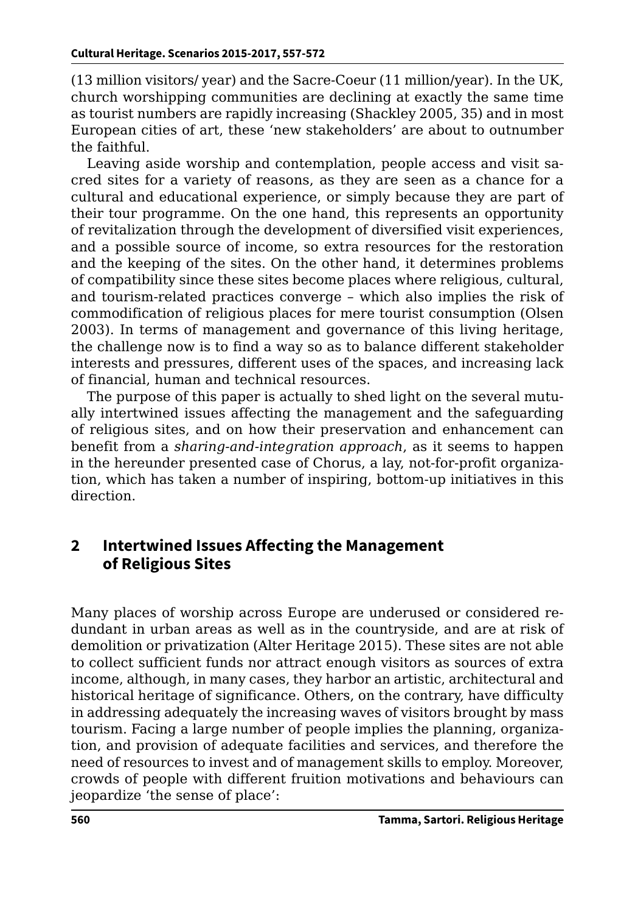(13 million visitors/ year) and the Sacre-Coeur (11 million/year). In the UK, church worshipping communities are declining at exactly the same time as tourist numbers are rapidly increasing (Shackley 2005, 35) and in most European cities of art, these 'new stakeholders' are about to outnumber the faithful.

Leaving aside worship and contemplation, people access and visit sacred sites for a variety of reasons, as they are seen as a chance for a cultural and educational experience, or simply because they are part of their tour programme. On the one hand, this represents an opportunity of revitalization through the development of diversified visit experiences, and a possible source of income, so extra resources for the restoration and the keeping of the sites. On the other hand, it determines problems of compatibility since these sites become places where religious, cultural, and tourism-related practices converge – which also implies the risk of commodification of religious places for mere tourist consumption (Olsen 2003). In terms of management and governance of this living heritage, the challenge now is to find a way so as to balance different stakeholder interests and pressures, different uses of the spaces, and increasing lack of financial, human and technical resources.

The purpose of this paper is actually to shed light on the several mutually intertwined issues affecting the management and the safeguarding of religious sites, and on how their preservation and enhancement can benefit from a *sharing-and-integration approach*, as it seems to happen in the hereunder presented case of Chorus, a lay, not-for-profit organization, which has taken a number of inspiring, bottom-up initiatives in this direction.

## 2 Intertwined Issues Affecting the Management of Religious Sites

Many places of worship across Europe are underused or considered redundant in urban areas as well as in the countryside, and are at risk of demolition or privatization (Alter Heritage 2015). These sites are not able to collect sufficient funds nor attract enough visitors as sources of extra income, although, in many cases, they harbor an artistic, architectural and historical heritage of significance. Others, on the contrary, have difficulty in addressing adequately the increasing waves of visitors brought by mass tourism. Facing a large number of people implies the planning, organization, and provision of adequate facilities and services, and therefore the need of resources to invest and of management skills to employ. Moreover, crowds of people with different fruition motivations and behaviours can jeopardize 'the sense of place':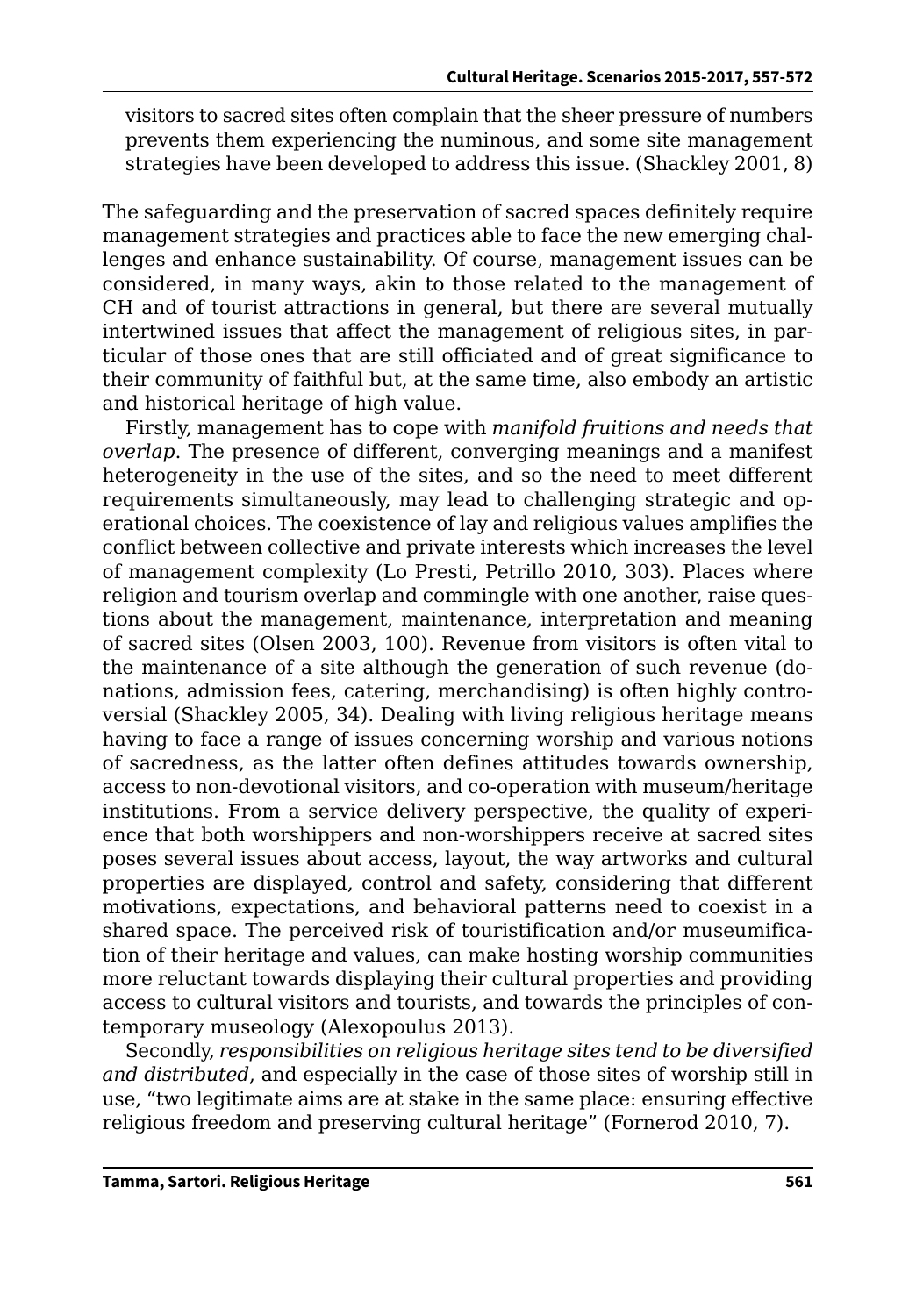> visitors to sacred sites often complain that the sheer pressure of numbers prevents them experiencing the numinous, and some site management strategies have been developed to address this issue. (Shackley 2001, 8)

The safeguarding and the preservation of sacred spaces definitely require management strategies and practices able to face the new emerging challenges and enhance sustainability. Of course, management issues can be considered, in many ways, akin to those related to the management of CH and of tourist attractions in general, but there are several mutually intertwined issues that affect the management of religious sites, in particular of those ones that are still officiated and of great significance to their community of faithful but, at the same time, also embody an artistic and historical heritage of high value.

Firstly, management has to cope with *manifold fruitions and needs that overlap*. The presence of different, converging meanings and a manifest heterogeneity in the use of the sites, and so the need to meet different requirements simultaneously, may lead to challenging strategic and operational choices. The coexistence of lay and religious values amplifies the conflict between collective and private interests which increases the level of management complexity (Lo Presti, Petrillo 2010, 303). Places where religion and tourism overlap and commingle with one another, raise questions about the management, maintenance, interpretation and meaning of sacred sites (Olsen 2003, 100). Revenue from visitors is often vital to the maintenance of a site although the generation of such revenue (donations, admission fees, catering, merchandising) is often highly controversial (Shackley 2005, 34). Dealing with living religious heritage means having to face a range of issues concerning worship and various notions of sacredness, as the latter often defines attitudes towards ownership, access to non-devotional visitors, and co-operation with museum/heritage institutions. From a service delivery perspective, the quality of experience that both worshippers and non-worshippers receive at sacred sites poses several issues about access, layout, the way artworks and cultural properties are displayed, control and safety, considering that different motivations, expectations, and behavioral patterns need to coexist in a shared space. The perceived risk of touristification and/or museumification of their heritage and values, can make hosting worship communities more reluctant towards displaying their cultural properties and providing access to cultural visitors and tourists, and towards the principles of contemporary museology (Alexopoulus 2013).

Secondly, *responsibilities on religious heritage sites tend to be diversified and distributed*, and especially in the case of those sites of worship still in use, "two legitimate aims are at stake in the same place: ensuring effective religious freedom and preserving cultural heritage" (Fornerod 2010, 7).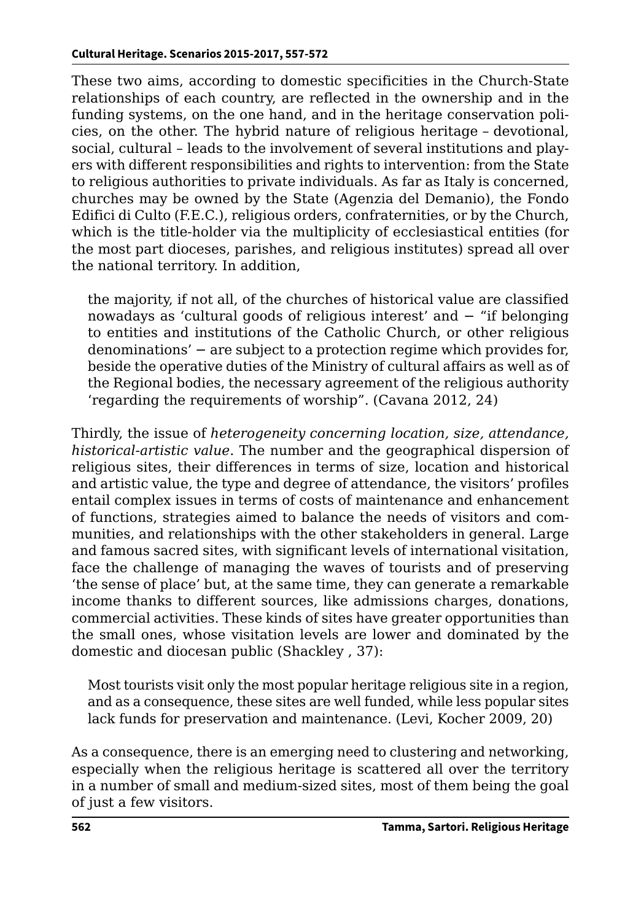These two aims, according to domestic specificities in the Church-State relationships of each country, are reflected in the ownership and in the funding systems, on the one hand, and in the heritage conservation policies, on the other. The hybrid nature of religious heritage – devotional, social, cultural – leads to the involvement of several institutions and players with different responsibilities and rights to intervention: from the State to religious authorities to private individuals. As far as Italy is concerned, churches may be owned by the State (Agenzia del Demanio), the Fondo Edifici di Culto (F.E.C.), religious orders, confraternities, or by the Church, which is the title-holder via the multiplicity of ecclesiastical entities (for the most part dioceses, parishes, and religious institutes) spread all over the national territory. In addition,

> the majority, if not all, of the churches of historical value are classified nowadays as 'cultural goods of religious interest' and − "if belonging to entities and institutions of the Catholic Church, or other religious denominations' − are subject to a protection regime which provides for, beside the operative duties of the Ministry of cultural affairs as well as of the Regional bodies, the necessary agreement of the religious authority 'regarding the requirements of worship". (Cavana 2012, 24)

Thirdly, the issue of *heterogeneity concerning location, size, attendance, historical-artistic value*. The number and the geographical dispersion of religious sites, their differences in terms of size, location and historical and artistic value, the type and degree of attendance, the visitors' profiles entail complex issues in terms of costs of maintenance and enhancement of functions, strategies aimed to balance the needs of visitors and communities, and relationships with the other stakeholders in general. Large and famous sacred sites, with significant levels of international visitation, face the challenge of managing the waves of tourists and of preserving 'the sense of place' but, at the same time, they can generate a remarkable income thanks to different sources, like admissions charges, donations, commercial activities. These kinds of sites have greater opportunities than the small ones, whose visitation levels are lower and dominated by the domestic and diocesan public (Shackley , 37):

> Most tourists visit only the most popular heritage religious site in a region, and as a consequence, these sites are well funded, while less popular sites lack funds for preservation and maintenance. (Levi, Kocher 2009, 20)

As a consequence, there is an emerging need to clustering and networking, especially when the religious heritage is scattered all over the territory in a number of small and medium-sized sites, most of them being the goal of just a few visitors.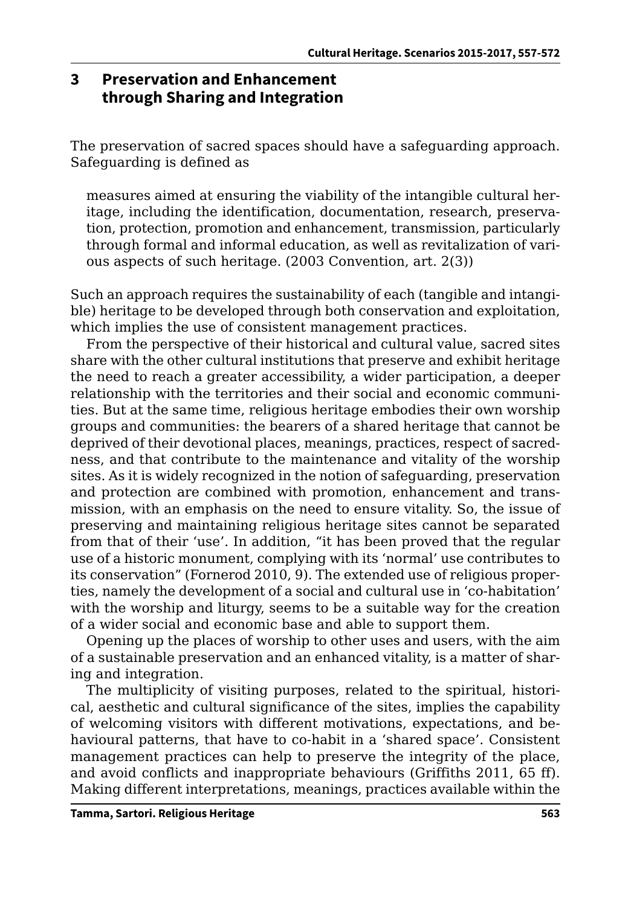## 3 Preservation and Enhancement through Sharing and Integration

The preservation of sacred spaces should have a safeguarding approach. Safeguarding is defined as

> measures aimed at ensuring the viability of the intangible cultural heritage, including the identification, documentation, research, preservation, protection, promotion and enhancement, transmission, particularly through formal and informal education, as well as revitalization of various aspects of such heritage. (2003 Convention, art. 2(3))

Such an approach requires the sustainability of each (tangible and intangible) heritage to be developed through both conservation and exploitation, which implies the use of consistent management practices.

From the perspective of their historical and cultural value, sacred sites share with the other cultural institutions that preserve and exhibit heritage the need to reach a greater accessibility, a wider participation, a deeper relationship with the territories and their social and economic communities. But at the same time, religious heritage embodies their own worship groups and communities: the bearers of a shared heritage that cannot be deprived of their devotional places, meanings, practices, respect of sacredness, and that contribute to the maintenance and vitality of the worship sites. As it is widely recognized in the notion of safeguarding, preservation and protection are combined with promotion, enhancement and transmission, with an emphasis on the need to ensure vitality. So, the issue of preserving and maintaining religious heritage sites cannot be separated from that of their 'use'. In addition, "it has been proved that the regular use of a historic monument, complying with its 'normal' use contributes to its conservation" (Fornerod 2010, 9). The extended use of religious properties, namely the development of a social and cultural use in 'co-habitation' with the worship and liturgy, seems to be a suitable way for the creation of a wider social and economic base and able to support them.

Opening up the places of worship to other uses and users, with the aim of a sustainable preservation and an enhanced vitality, is a matter of sharing and integration.

The multiplicity of visiting purposes, related to the spiritual, historical, aesthetic and cultural significance of the sites, implies the capability of welcoming visitors with different motivations, expectations, and behavioural patterns, that have to co-habit in a 'shared space'. Consistent management practices can help to preserve the integrity of the place, and avoid conflicts and inappropriate behaviours (Griffiths 2011, 65 ff). Making different interpretations, meanings, practices available within the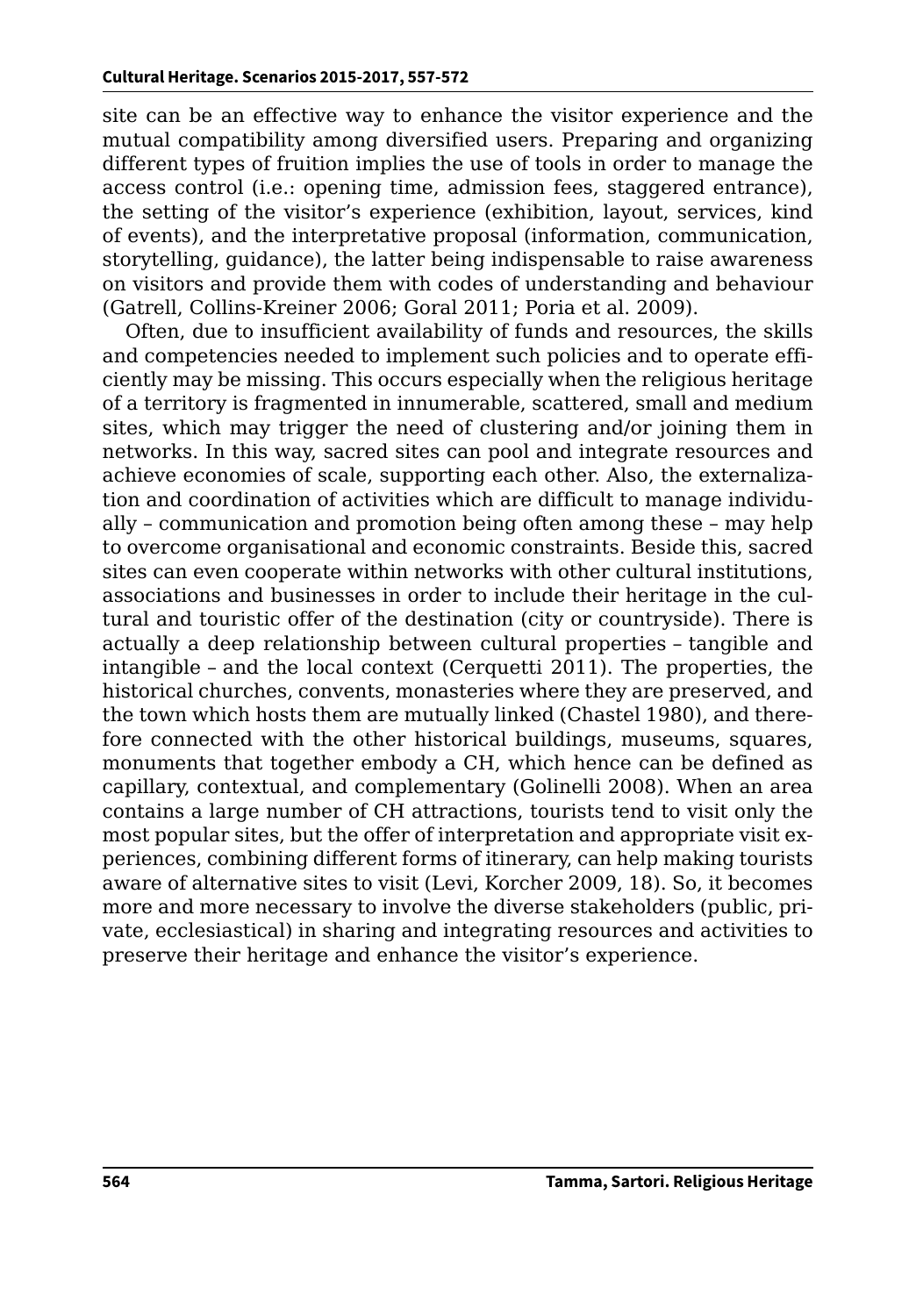site can be an effective way to enhance the visitor experience and the mutual compatibility among diversified users. Preparing and organizing different types of fruition implies the use of tools in order to manage the access control (i.e.: opening time, admission fees, staggered entrance), the setting of the visitor's experience (exhibition, layout, services, kind of events), and the interpretative proposal (information, communication, storytelling, guidance), the latter being indispensable to raise awareness on visitors and provide them with codes of understanding and behaviour (Gatrell, Collins-Kreiner 2006; Goral 2011; Poria et al. 2009).

Often, due to insufficient availability of funds and resources, the skills and competencies needed to implement such policies and to operate efficiently may be missing. This occurs especially when the religious heritage of a territory is fragmented in innumerable, scattered, small and medium sites, which may trigger the need of clustering and/or joining them in networks. In this way, sacred sites can pool and integrate resources and achieve economies of scale, supporting each other. Also, the externalization and coordination of activities which are difficult to manage individually – communication and promotion being often among these – may help to overcome organisational and economic constraints. Beside this, sacred sites can even cooperate within networks with other cultural institutions, associations and businesses in order to include their heritage in the cultural and touristic offer of the destination (city or countryside). There is actually a deep relationship between cultural properties – tangible and intangible – and the local context (Cerquetti 2011). The properties, the historical churches, convents, monasteries where they are preserved, and the town which hosts them are mutually linked (Chastel 1980), and therefore connected with the other historical buildings, museums, squares, monuments that together embody a CH, which hence can be defined as capillary, contextual, and complementary (Golinelli 2008). When an area contains a large number of CH attractions, tourists tend to visit only the most popular sites, but the offer of interpretation and appropriate visit experiences, combining different forms of itinerary, can help making tourists aware of alternative sites to visit (Levi, Korcher 2009, 18). So, it becomes more and more necessary to involve the diverse stakeholders (public, private, ecclesiastical) in sharing and integrating resources and activities to preserve their heritage and enhance the visitor's experience.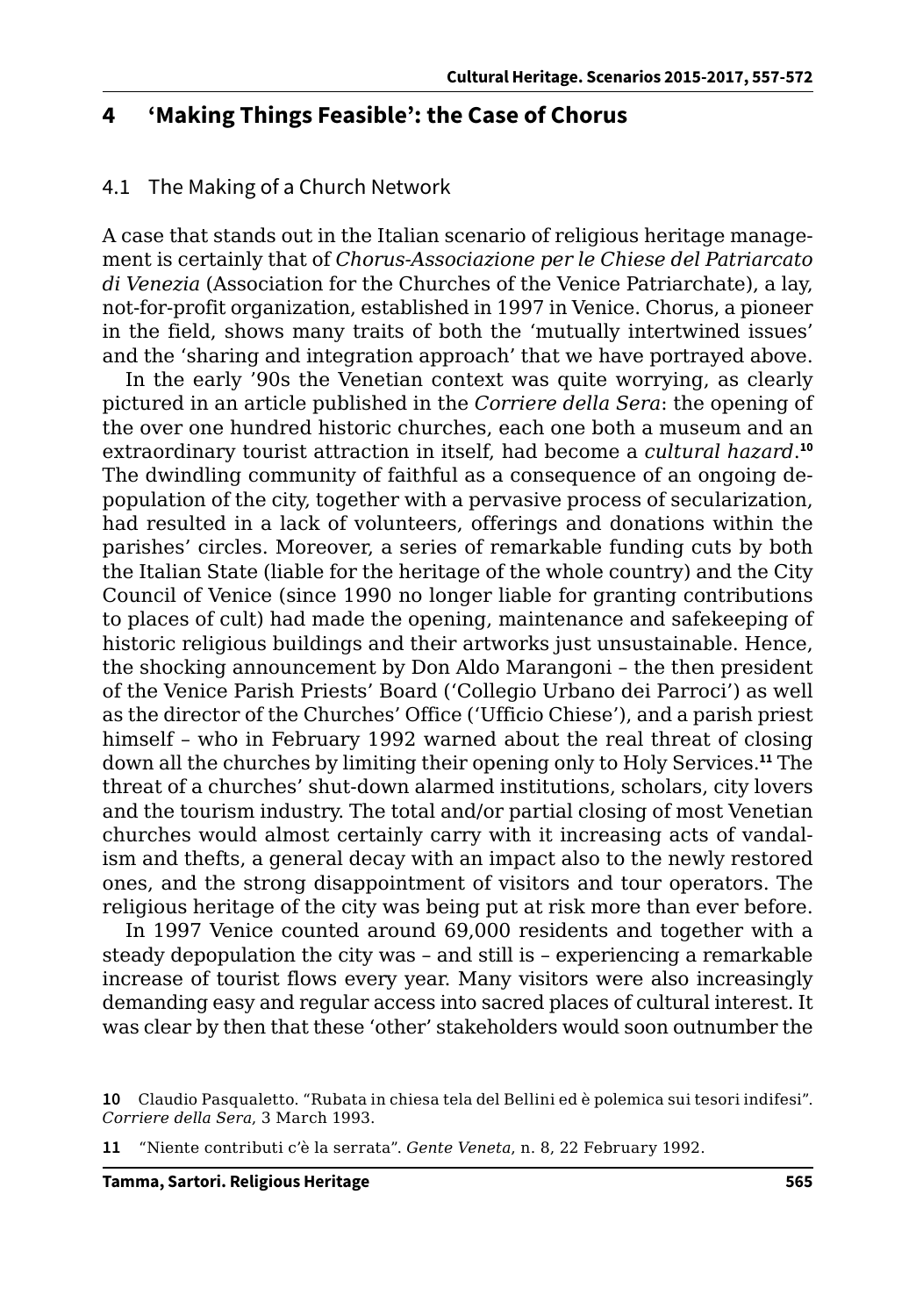## 4 'Making Things Feasible': the Case of Chorus

### 4.1 The Making of a Church Network

A case that stands out in the Italian scenario of religious heritage management is certainly that of *Chorus-Associazione per le Chiese del Patriarcato di Venezia* (Association for the Churches of the Venice Patriarchate), a lay, not-for-profit organization, established in 1997 in Venice. Chorus, a pioneer in the field, shows many traits of both the 'mutually intertwined issues' and the 'sharing and integration approach' that we have portrayed above.

In the early '90s the Venetian context was quite worrying, as clearly pictured in an article published in the *Corriere della Sera*: the opening of the over one hundred historic churches, each one both a museum and an extraordinary tourist attraction in itself, had become a *cultural hazard*.[10] The dwindling community of faithful as a consequence of an ongoing depopulation of the city, together with a pervasive process of secularization, had resulted in a lack of volunteers, offerings and donations within the parishes' circles. Moreover, a series of remarkable funding cuts by both the Italian State (liable for the heritage of the whole country) and the City Council of Venice (since 1990 no longer liable for granting contributions to places of cult) had made the opening, maintenance and safekeeping of historic religious buildings and their artworks just unsustainable. Hence, the shocking announcement by Don Aldo Marangoni – the then president of the Venice Parish Priests' Board ('Collegio Urbano dei Parroci') as well as the director of the Churches' Office ('Ufficio Chiese'), and a parish priest himself – who in February 1992 warned about the real threat of closing down all the churches by limiting their opening only to Holy Services.[11] The threat of a churches' shut-down alarmed institutions, scholars, city lovers and the tourism industry. The total and/or partial closing of most Venetian churches would almost certainly carry with it increasing acts of vandalism and thefts, a general decay with an impact also to the newly restored ones, and the strong disappointment of visitors and tour operators. The religious heritage of the city was being put at risk more than ever before.

In 1997 Venice counted around 69,000 residents and together with a steady depopulation the city was – and still is – experiencing a remarkable increase of tourist flows every year. Many visitors were also increasingly demanding easy and regular access into sacred places of cultural interest. It was clear by then that these 'other' stakeholders would soon outnumber the

10 Claudio Pasqualetto. "Rubata in chiesa tela del Bellini ed è polemica sui tesori indifesi". *Corriere della Sera*, 3 March 1993.

11 "Niente contributi c'è la serrata". *Gente Veneta*, n. 8, 22 February 1992.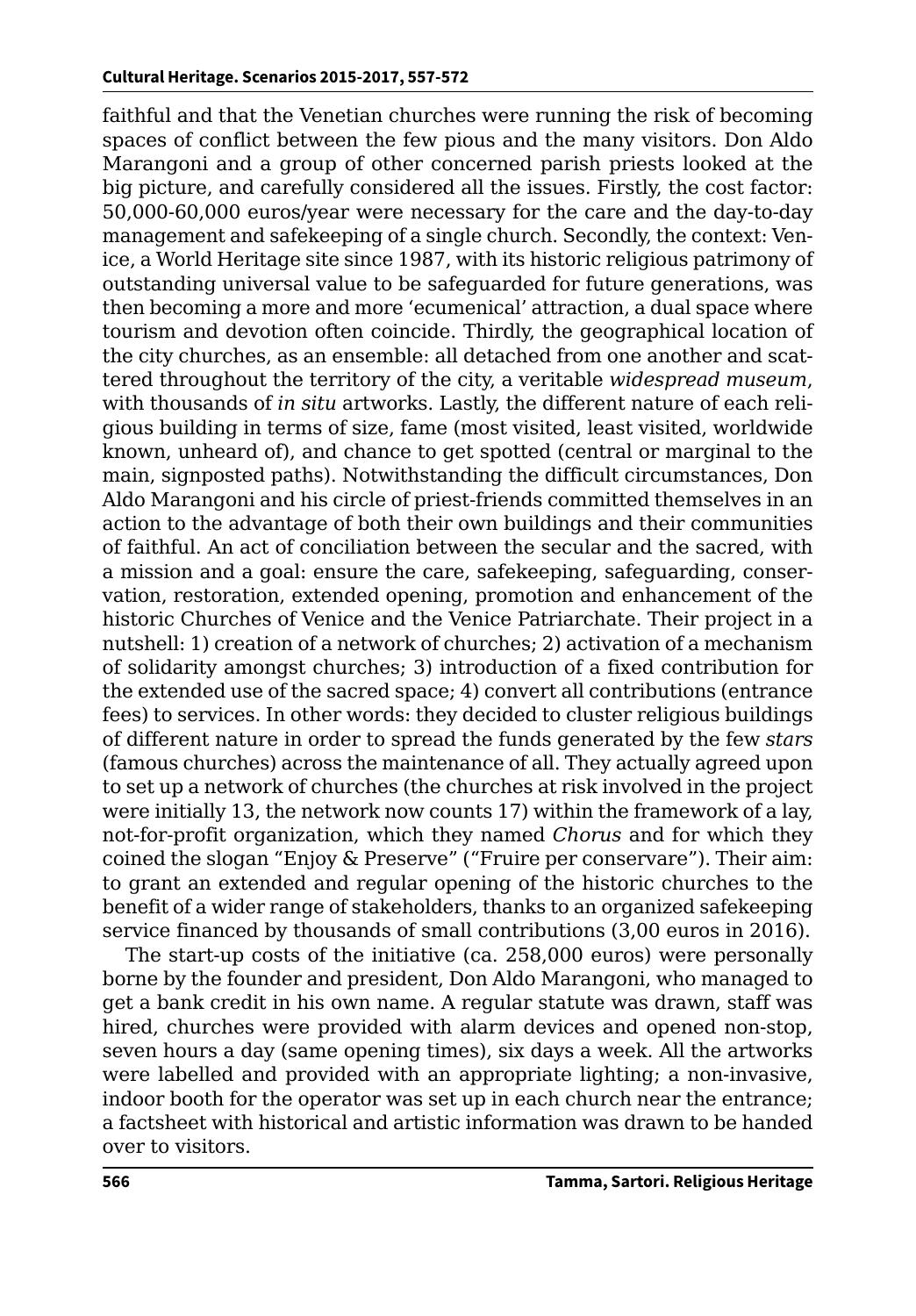faithful and that the Venetian churches were running the risk of becoming spaces of conflict between the few pious and the many visitors. Don Aldo Marangoni and a group of other concerned parish priests looked at the big picture, and carefully considered all the issues. Firstly, the cost factor: 50,000-60,000 euros/year were necessary for the care and the day-to-day management and safekeeping of a single church. Secondly, the context: Venice, a World Heritage site since 1987, with its historic religious patrimony of outstanding universal value to be safeguarded for future generations, was then becoming a more and more 'ecumenical' attraction, a dual space where tourism and devotion often coincide. Thirdly, the geographical location of the city churches, as an ensemble: all detached from one another and scattered throughout the territory of the city, a veritable *widespread museum*, with thousands of *in situ* artworks. Lastly, the different nature of each religious building in terms of size, fame (most visited, least visited, worldwide known, unheard of), and chance to get spotted (central or marginal to the main, signposted paths). Notwithstanding the difficult circumstances, Don Aldo Marangoni and his circle of priest-friends committed themselves in an action to the advantage of both their own buildings and their communities of faithful. An act of conciliation between the secular and the sacred, with a mission and a goal: ensure the care, safekeeping, safeguarding, conservation, restoration, extended opening, promotion and enhancement of the historic Churches of Venice and the Venice Patriarchate. Their project in a nutshell: 1) creation of a network of churches; 2) activation of a mechanism of solidarity amongst churches; 3) introduction of a fixed contribution for the extended use of the sacred space; 4) convert all contributions (entrance fees) to services. In other words: they decided to cluster religious buildings of different nature in order to spread the funds generated by the few *stars* (famous churches) across the maintenance of all. They actually agreed upon to set up a network of churches (the churches at risk involved in the project were initially 13, the network now counts 17) within the framework of a lay, not-for-profit organization, which they named *Chorus* and for which they coined the slogan "Enjoy & Preserve" ("Fruire per conservare"). Their aim: to grant an extended and regular opening of the historic churches to the benefit of a wider range of stakeholders, thanks to an organized safekeeping service financed by thousands of small contributions (3,00 euros in 2016).

The start-up costs of the initiative (ca. 258,000 euros) were personally borne by the founder and president, Don Aldo Marangoni, who managed to get a bank credit in his own name. A regular statute was drawn, staff was hired, churches were provided with alarm devices and opened non-stop, seven hours a day (same opening times), six days a week. All the artworks were labelled and provided with an appropriate lighting; a non-invasive, indoor booth for the operator was set up in each church near the entrance; a factsheet with historical and artistic information was drawn to be handed over to visitors.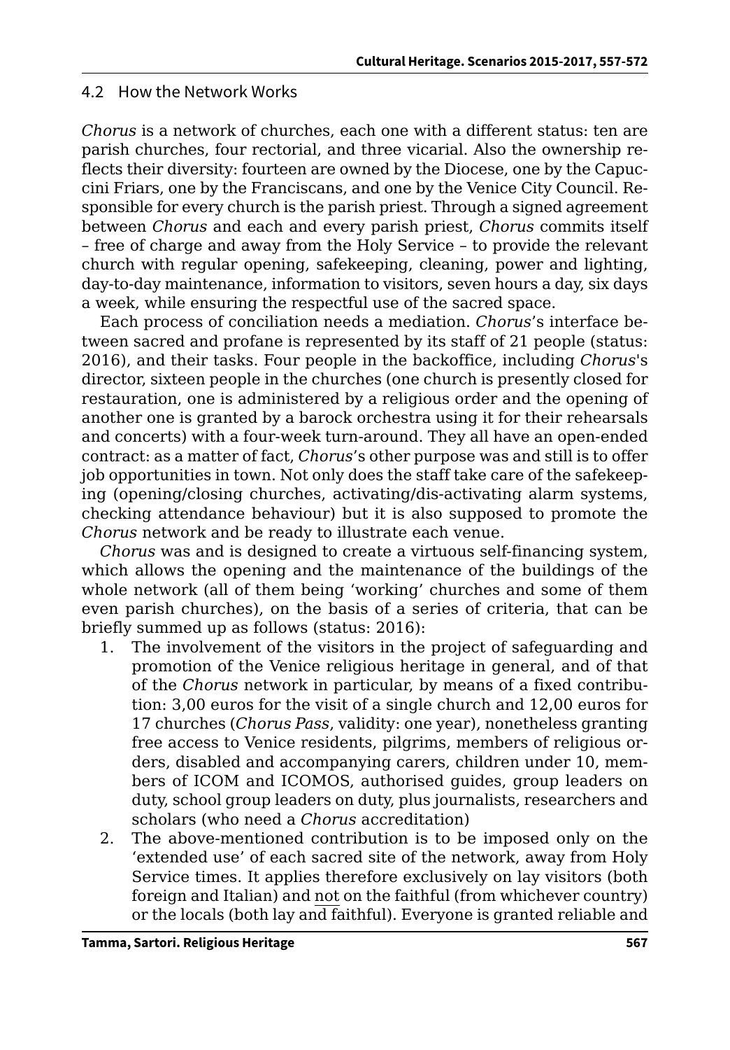## 4.2 How the Network Works

*Chorus* is a network of churches, each one with a different status: ten are parish churches, four rectorial, and three vicarial. Also the ownership reflects their diversity: fourteen are owned by the Diocese, one by the Capuccini Friars, one by the Franciscans, and one by the Venice City Council. Responsible for every church is the parish priest. Through a signed agreement between *Chorus* and each and every parish priest, *Chorus* commits itself – free of charge and away from the Holy Service – to provide the relevant church with regular opening, safekeeping, cleaning, power and lighting, day-to-day maintenance, information to visitors, seven hours a day, six days a week, while ensuring the respectful use of the sacred space.

Each process of conciliation needs a mediation. *Chorus*'s interface between sacred and profane is represented by its staff of 21 people (status: 2016), and their tasks. Four people in the backoffice, including *Chorus*'s director, sixteen people in the churches (one church is presently closed for restauration, one is administered by a religious order and the opening of another one is granted by a barock orchestra using it for their rehearsals and concerts) with a four-week turn-around. They all have an open-ended contract: as a matter of fact, *Chorus*'s other purpose was and still is to offer job opportunities in town. Not only does the staff take care of the safekeeping (opening/closing churches, activating/dis-activating alarm systems, checking attendance behaviour) but it is also supposed to promote the *Chorus* network and be ready to illustrate each venue.

*Chorus* was and is designed to create a virtuous self-financing system, which allows the opening and the maintenance of the buildings of the whole network (all of them being 'working' churches and some of them even parish churches), on the basis of a series of criteria, that can be briefly summed up as follows (status: 2016):

1. The involvement of the visitors in the project of safeguarding and promotion of the Venice religious heritage in general, and of that of the *Chorus* network in particular, by means of a fixed contribution: 3,00 euros for the visit of a single church and 12,00 euros for 17 churches (*Chorus Pass*, validity: one year), nonetheless granting free access to Venice residents, pilgrims, members of religious orders, disabled and accompanying carers, children under 10, members of ICOM and ICOMOS, authorised guides, group leaders on duty, school group leaders on duty, plus journalists, researchers and scholars (who need a *Chorus* accreditation)
2. The above-mentioned contribution is to be imposed only on the 'extended use' of each sacred site of the network, away from Holy Service times. It applies therefore exclusively on lay visitors (both foreign and Italian) and not on the faithful (from whichever country) or the locals (both lay and faithful). Everyone is granted reliable and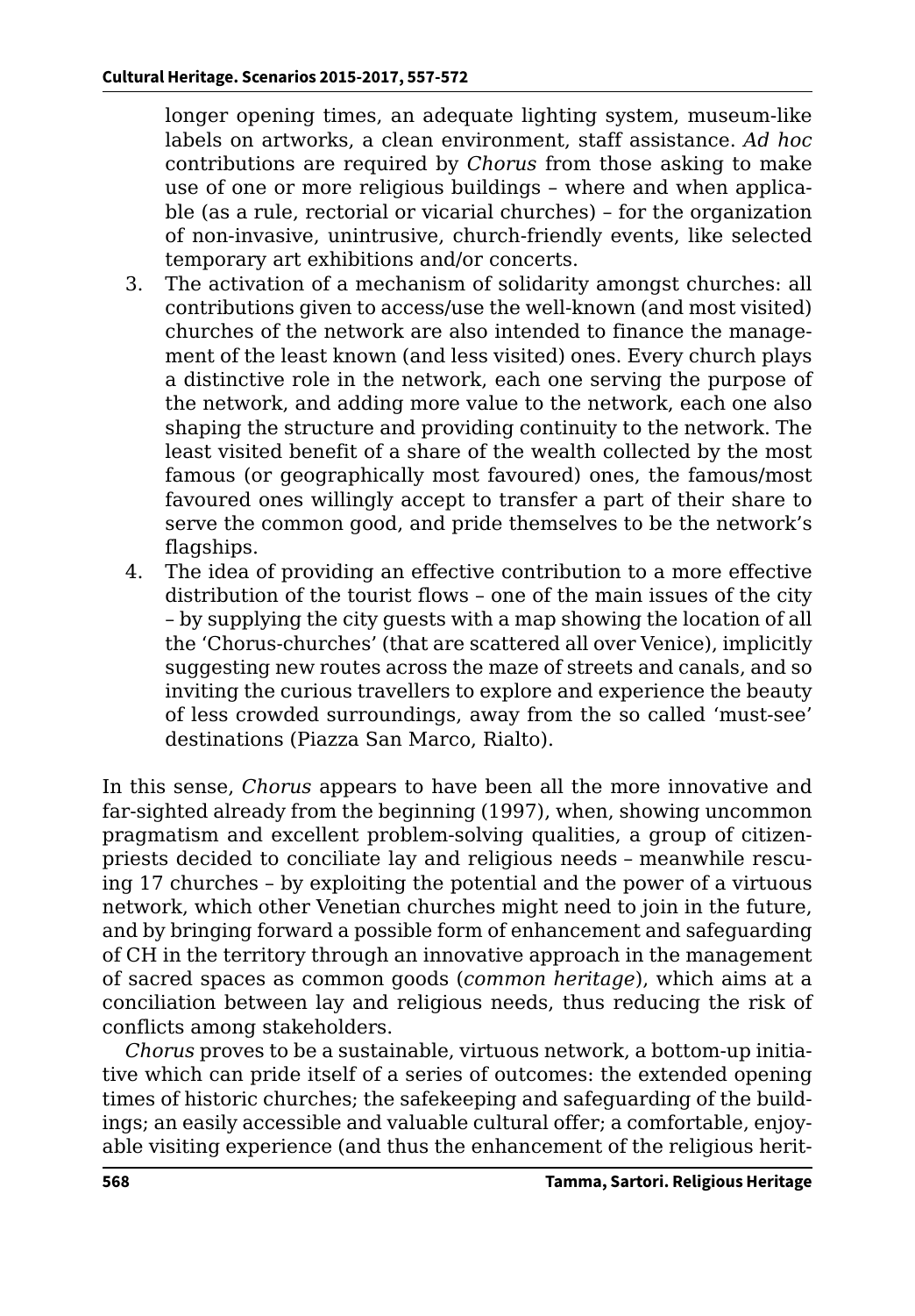longer opening times, an adequate lighting system, museum-like labels on artworks, a clean environment, staff assistance. *Ad hoc* contributions are required by *Chorus* from those asking to make use of one or more religious buildings – where and when applicable (as a rule, rectorial or vicarial churches) – for the organization of non-invasive, unintrusive, church-friendly events, like selected temporary art exhibitions and/or concerts.

3. The activation of a mechanism of solidarity amongst churches: all contributions given to access/use the well-known (and most visited) churches of the network are also intended to finance the management of the least known (and less visited) ones. Every church plays a distinctive role in the network, each one serving the purpose of the network, and adding more value to the network, each one also shaping the structure and providing continuity to the network. The least visited benefit of a share of the wealth collected by the most famous (or geographically most favoured) ones, the famous/most favoured ones willingly accept to transfer a part of their share to serve the common good, and pride themselves to be the network's flagships.
4. The idea of providing an effective contribution to a more effective distribution of the tourist flows – one of the main issues of the city – by supplying the city guests with a map showing the location of all the 'Chorus-churches' (that are scattered all over Venice), implicitly suggesting new routes across the maze of streets and canals, and so inviting the curious travellers to explore and experience the beauty of less crowded surroundings, away from the so called 'must-see' destinations (Piazza San Marco, Rialto).

In this sense, *Chorus* appears to have been all the more innovative and far-sighted already from the beginning (1997), when, showing uncommon pragmatism and excellent problem-solving qualities, a group of citizen-priests decided to conciliate lay and religious needs – meanwhile rescuing 17 churches – by exploiting the potential and the power of a virtuous network, which other Venetian churches might need to join in the future, and by bringing forward a possible form of enhancement and safeguarding of CH in the territory through an innovative approach in the management of sacred spaces as common goods (*common heritage*), which aims at a conciliation between lay and religious needs, thus reducing the risk of conflicts among stakeholders.

*Chorus* proves to be a sustainable, virtuous network, a bottom-up initiative which can pride itself of a series of outcomes: the extended opening times of historic churches; the safekeeping and safeguarding of the buildings; an easily accessible and valuable cultural offer; a comfortable, enjoyable visiting experience (and thus the enhancement of the religious herit-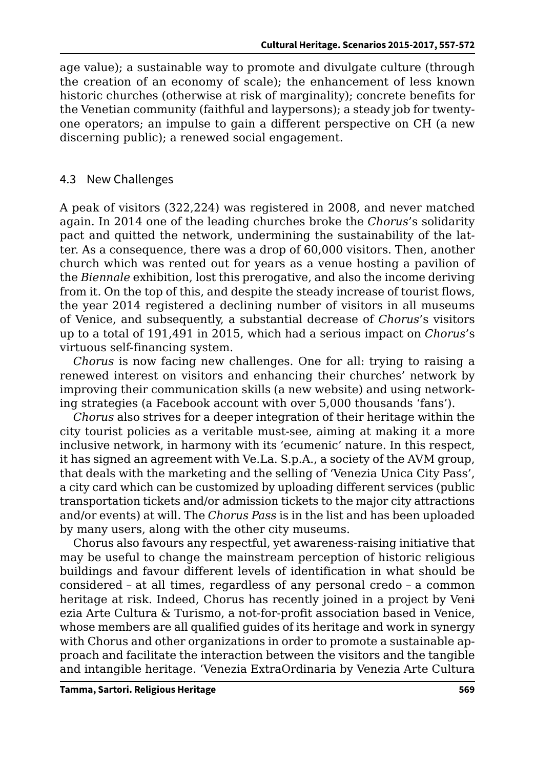age value); a sustainable way to promote and divulgate culture (through the creation of an economy of scale); the enhancement of less known historic churches (otherwise at risk of marginality); concrete benefits for the Venetian community (faithful and laypersons); a steady job for twenty-one operators; an impulse to gain a different perspective on CH (a new discerning public); a renewed social engagement.

## 4.3 New Challenges

A peak of visitors (322,224) was registered in 2008, and never matched again. In 2014 one of the leading churches broke the *Chorus*'s solidarity pact and quitted the network, undermining the sustainability of the latter. As a consequence, there was a drop of 60,000 visitors. Then, another church which was rented out for years as a venue hosting a pavilion of the *Biennale* exhibition, lost this prerogative, and also the income deriving from it. On the top of this, and despite the steady increase of tourist flows, the year 2014 registered a declining number of visitors in all museums of Venice, and subsequently, a substantial decrease of *Chorus*'s visitors up to a total of 191,491 in 2015, which had a serious impact on *Chorus*'s virtuous self-financing system.

*Chorus* is now facing new challenges. One for all: trying to raising a renewed interest on visitors and enhancing their churches' network by improving their communication skills (a new website) and using networking strategies (a Facebook account with over 5,000 thousands 'fans').

*Chorus* also strives for a deeper integration of their heritage within the city tourist policies as a veritable must-see, aiming at making it a more inclusive network, in harmony with its 'ecumenic' nature. In this respect, it has signed an agreement with Ve.La. S.p.A., a society of the AVM group, that deals with the marketing and the selling of 'Venezia Unica City Pass', a city card which can be customized by uploading different services (public transportation tickets and/or admission tickets to the major city attractions and/or events) at will. The *Chorus Pass* is in the list and has been uploaded by many users, along with the other city museums.

Chorus also favours any respectful, yet awareness-raising initiative that may be useful to change the mainstream perception of historic religious buildings and favour different levels of identification in what should be considered – at all times, regardless of any personal credo – a common heritage at risk. Indeed, Chorus has recently joined in a project by Venezia Arte Cultura & Turismo, a not-for-profit association based in Venice, whose members are all qualified guides of its heritage and work in synergy with Chorus and other organizations in order to promote a sustainable approach and facilitate the interaction between the visitors and the tangible and intangible heritage. 'Venezia ExtraOrdinaria by Venezia Arte Cultura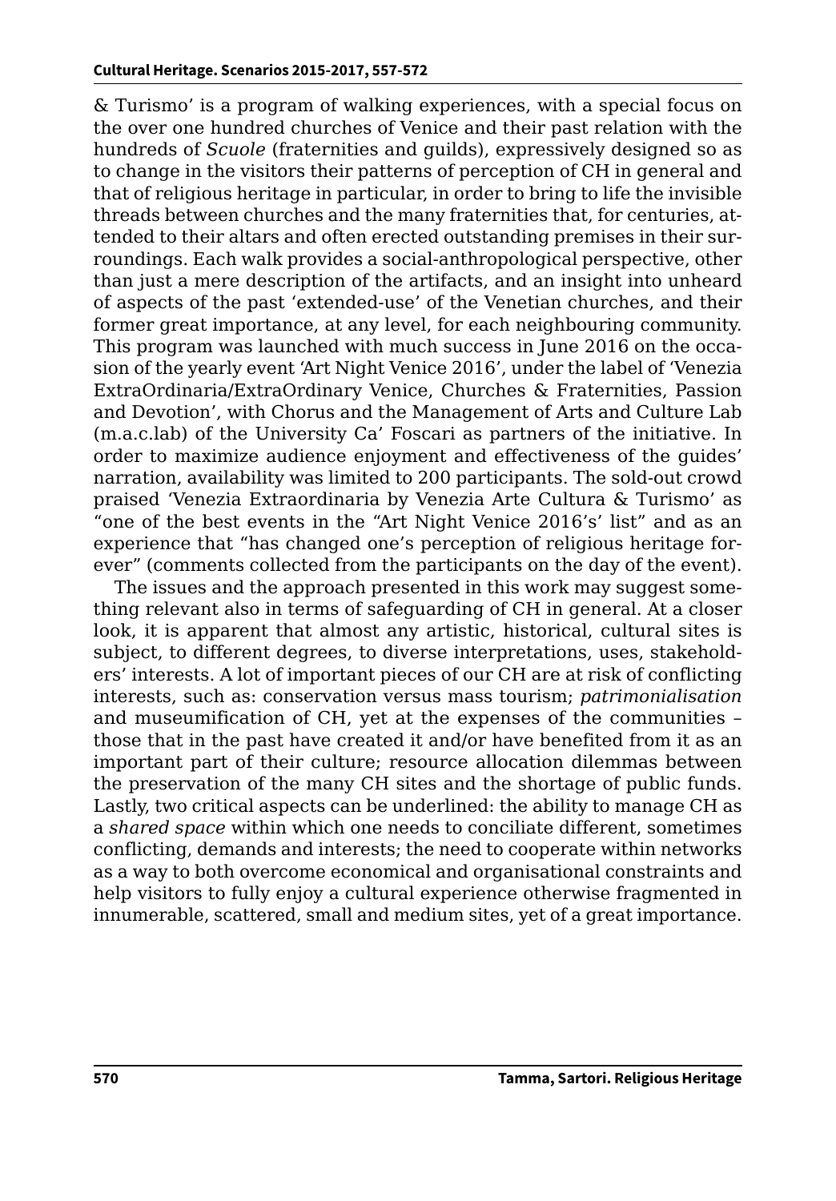& Turismo' is a program of walking experiences, with a special focus on the over one hundred churches of Venice and their past relation with the hundreds of *Scuole* (fraternities and guilds), expressively designed so as to change in the visitors their patterns of perception of CH in general and that of religious heritage in particular, in order to bring to life the invisible threads between churches and the many fraternities that, for centuries, attended to their altars and often erected outstanding premises in their surroundings. Each walk provides a social-anthropological perspective, other than just a mere description of the artifacts, and an insight into unheard of aspects of the past 'extended-use' of the Venetian churches, and their former great importance, at any level, for each neighbouring community. This program was launched with much success in June 2016 on the occasion of the yearly event 'Art Night Venice 2016', under the label of 'Venezia ExtraOrdinaria/ExtraOrdinary Venice, Churches & Fraternities, Passion and Devotion', with Chorus and the Management of Arts and Culture Lab (m.a.c.lab) of the University Ca' Foscari as partners of the initiative. In order to maximize audience enjoyment and effectiveness of the guides' narration, availability was limited to 200 participants. The sold-out crowd praised 'Venezia Extraordinaria by Venezia Arte Cultura & Turismo' as "one of the best events in the "Art Night Venice 2016's' list" and as an experience that "has changed one's perception of religious heritage forever" (comments collected from the participants on the day of the event).

The issues and the approach presented in this work may suggest something relevant also in terms of safeguarding of CH in general. At a closer look, it is apparent that almost any artistic, historical, cultural sites is subject, to different degrees, to diverse interpretations, uses, stakeholders' interests. A lot of important pieces of our CH are at risk of conflicting interests, such as: conservation versus mass tourism; *patrimonialisation* and museumification of CH, yet at the expenses of the communities – those that in the past have created it and/or have benefited from it as an important part of their culture; resource allocation dilemmas between the preservation of the many CH sites and the shortage of public funds. Lastly, two critical aspects can be underlined: the ability to manage CH as a *shared space* within which one needs to conciliate different, sometimes conflicting, demands and interests; the need to cooperate within networks as a way to both overcome economical and organisational constraints and help visitors to fully enjoy a cultural experience otherwise fragmented in innumerable, scattered, small and medium sites, yet of a great importance.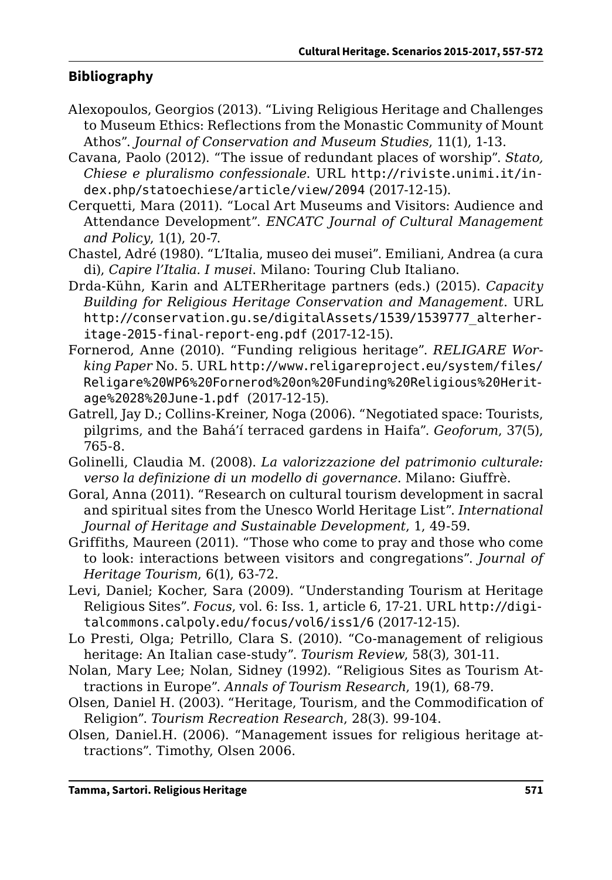## Bibliography

Alexopoulos, Georgios (2013). "Living Religious Heritage and Challenges to Museum Ethics: Reflections from the Monastic Community of Mount Athos". *Journal of Conservation and Museum Studies*, 11(1), 1-13.

Cavana, Paolo (2012). "The issue of redundant places of worship". *Stato, Chiese e pluralismo confessionale*. URL http://riviste.unimi.it/index.php/statoechiese/article/view/2094 (2017-12-15).

Cerquetti, Mara (2011). "Local Art Museums and Visitors: Audience and Attendance Development". *ENCATC Journal of Cultural Management and Policy*, 1(1), 20-7.

Chastel, Adré (1980). "L'Italia, museo dei musei". Emiliani, Andrea (a cura di), *Capire l'Italia. I musei*. Milano: Touring Club Italiano.

Drda-Kühn, Karin and ALTERheritage partners (eds.) (2015). *Capacity Building for Religious Heritage Conservation and Management*. URL http://conservation.gu.se/digitalAssets/1539/1539777_alterheritage-2015-final-report-eng.pdf (2017-12-15).

Fornerod, Anne (2010). "Funding religious heritage". *RELIGARE Working Paper* No. 5. URL http://www.religareproject.eu/system/files/Religare%20WP6%20Fornerod%20on%20Funding%20Religious%20Heritage%2028%20June-1.pdf (2017-12-15).

Gatrell, Jay D.; Collins-Kreiner, Noga (2006). "Negotiated space: Tourists, pilgrims, and the Bahá'í terraced gardens in Haifa". *Geoforum*, 37(5), 765-8.

Golinelli, Claudia M. (2008). *La valorizzazione del patrimonio culturale: verso la definizione di un modello di governance*. Milano: Giuffrè.

Goral, Anna (2011). "Research on cultural tourism development in sacral and spiritual sites from the Unesco World Heritage List". *International Journal of Heritage and Sustainable Development*, 1, 49-59.

Griffiths, Maureen (2011). "Those who come to pray and those who come to look: interactions between visitors and congregations". *Journal of Heritage Tourism*, 6(1), 63-72.

Levi, Daniel; Kocher, Sara (2009). "Understanding Tourism at Heritage Religious Sites". *Focus*, vol. 6: Iss. 1, article 6, 17-21. URL http://digitalcommons.calpoly.edu/focus/vol6/iss1/6 (2017-12-15).

Lo Presti, Olga; Petrillo, Clara S. (2010). "Co-management of religious heritage: An Italian case-study". *Tourism Review*, 58(3), 301-11.

Nolan, Mary Lee; Nolan, Sidney (1992). "Religious Sites as Tourism Attractions in Europe". *Annals of Tourism Research*, 19(1), 68-79.

Olsen, Daniel H. (2003). "Heritage, Tourism, and the Commodification of Religion". *Tourism Recreation Research*, 28(3). 99-104.

Olsen, Daniel.H. (2006). "Management issues for religious heritage attractions". Timothy, Olsen 2006.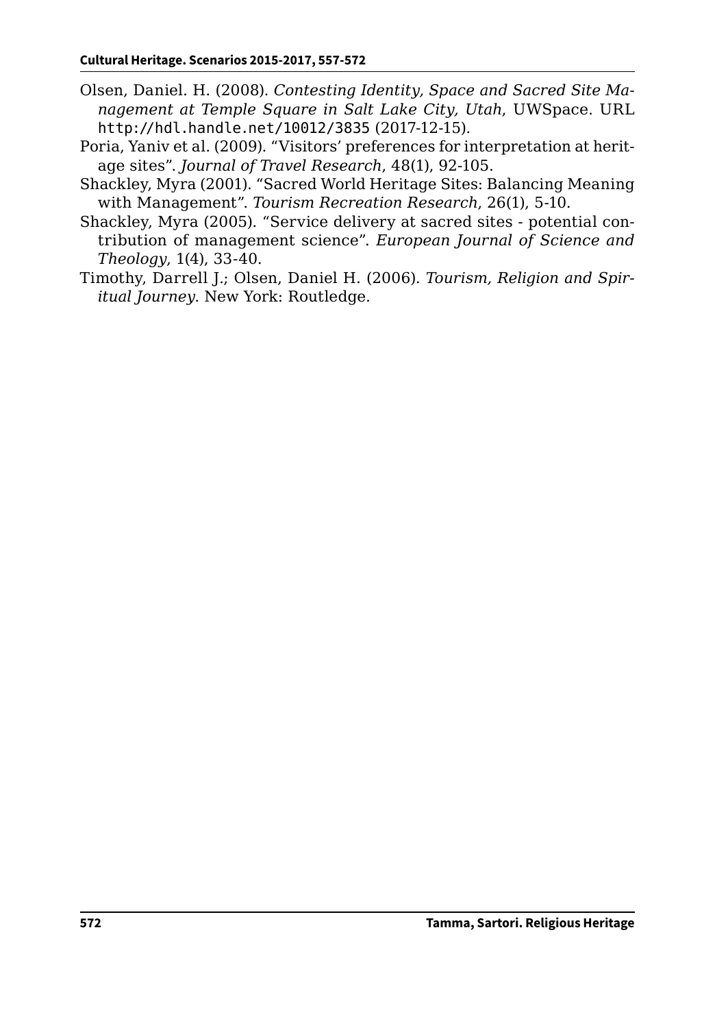Olsen, Daniel. H. (2008). *Contesting Identity, Space and Sacred Site Management at Temple Square in Salt Lake City, Utah*, UWSpace. URL http://hdl.handle.net/10012/3835 (2017-12-15).

Poria, Yaniv et al. (2009). "Visitors' preferences for interpretation at heritage sites". *Journal of Travel Research*, 48(1), 92-105.

Shackley, Myra (2001). "Sacred World Heritage Sites: Balancing Meaning with Management". *Tourism Recreation Research*, 26(1), 5-10.

Shackley, Myra (2005). "Service delivery at sacred sites - potential contribution of management science". *European Journal of Science and Theology*, 1(4), 33-40.

Timothy, Darrell J.; Olsen, Daniel H. (2006). *Tourism, Religion and Spiritual Journey*. New York: Routledge.